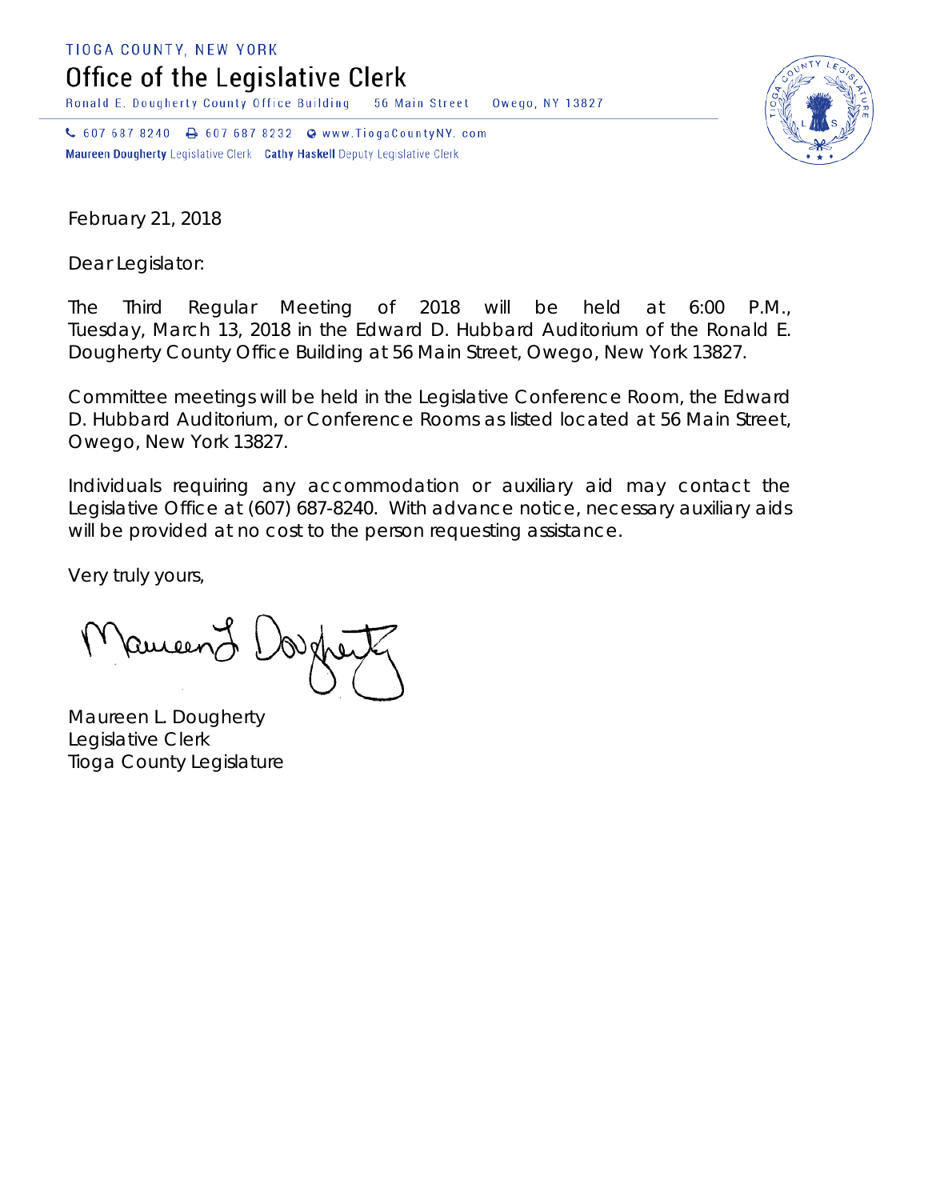TIOGA COUNTY, NEW YORK

# Office of the Legislative Clerk

Ronald E. Dougherty County Office Building 56 Main Street Owego, NY 13827

607 687 8240 607 687 8232 www.TiogaCountyNY.com

**Maureen Dougherty** Legislative Clerk **Cathy Haskell** Deputy Legislative Clerk

February 21, 2018

Dear Legislator:

The Third Regular Meeting of 2018 will be held at 6:00 P.M., Tuesday, March 13, 2018 in the Edward D. Hubbard Auditorium of the Ronald E. Dougherty County Office Building at 56 Main Street, Owego, New York 13827.

Committee meetings will be held in the Legislative Conference Room, the Edward D. Hubbard Auditorium, or Conference Rooms as listed located at 56 Main Street, Owego, New York 13827.

Individuals requiring any accommodation or auxiliary aid may contact the Legislative Office at (607) 687-8240. With advance notice, necessary auxiliary aids will be provided at no cost to the person requesting assistance.

Very truly yours,

Maureen L. Dougherty
Legislative Clerk
Tioga County Legislature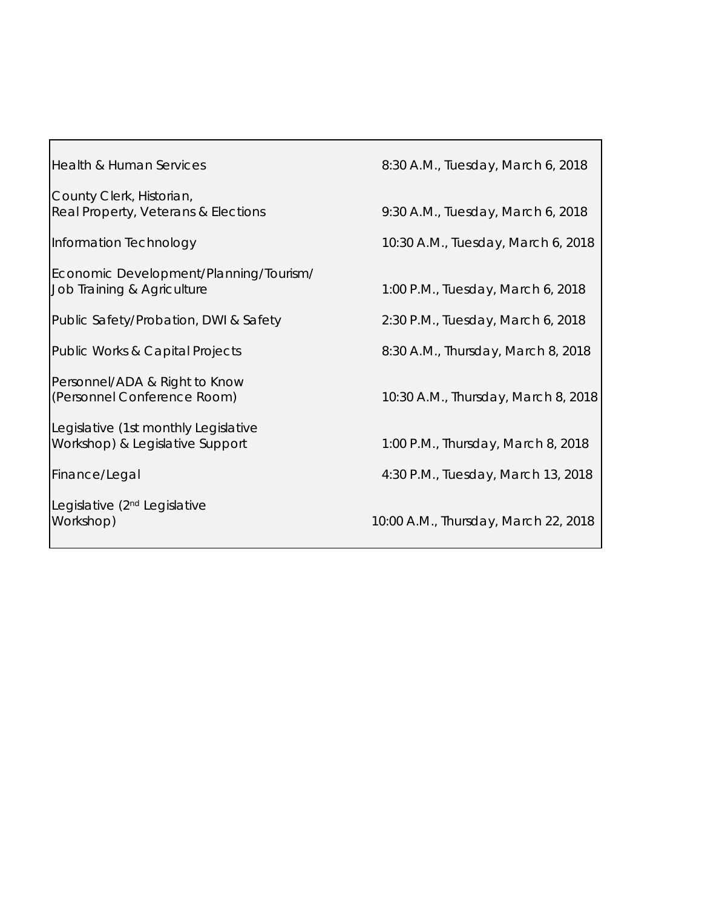| | |
|---|---|
| Health & Human Services | 8:30 A.M., Tuesday, March 6, 2018 |
| County Clerk, Historian, Real Property, Veterans & Elections | 9:30 A.M., Tuesday, March 6, 2018 |
| Information Technology | 10:30 A.M., Tuesday, March 6, 2018 |
| Economic Development/Planning/Tourism/ Job Training & Agriculture | 1:00 P.M., Tuesday, March 6, 2018 |
| Public Safety/Probation, DWI & Safety | 2:30 P.M., Tuesday, March 6, 2018 |
| Public Works & Capital Projects | 8:30 A.M., Thursday, March 8, 2018 |
| Personnel/ADA & Right to Know (Personnel Conference Room) | 10:30 A.M., Thursday, March 8, 2018 |
| Legislative (1st monthly Legislative Workshop) & Legislative Support | 1:00 P.M., Thursday, March 8, 2018 |
| Finance/Legal | 4:30 P.M., Tuesday, March 13, 2018 |
| Legislative (2nd Legislative Workshop) | 10:00 A.M., Thursday, March 22, 2018 |